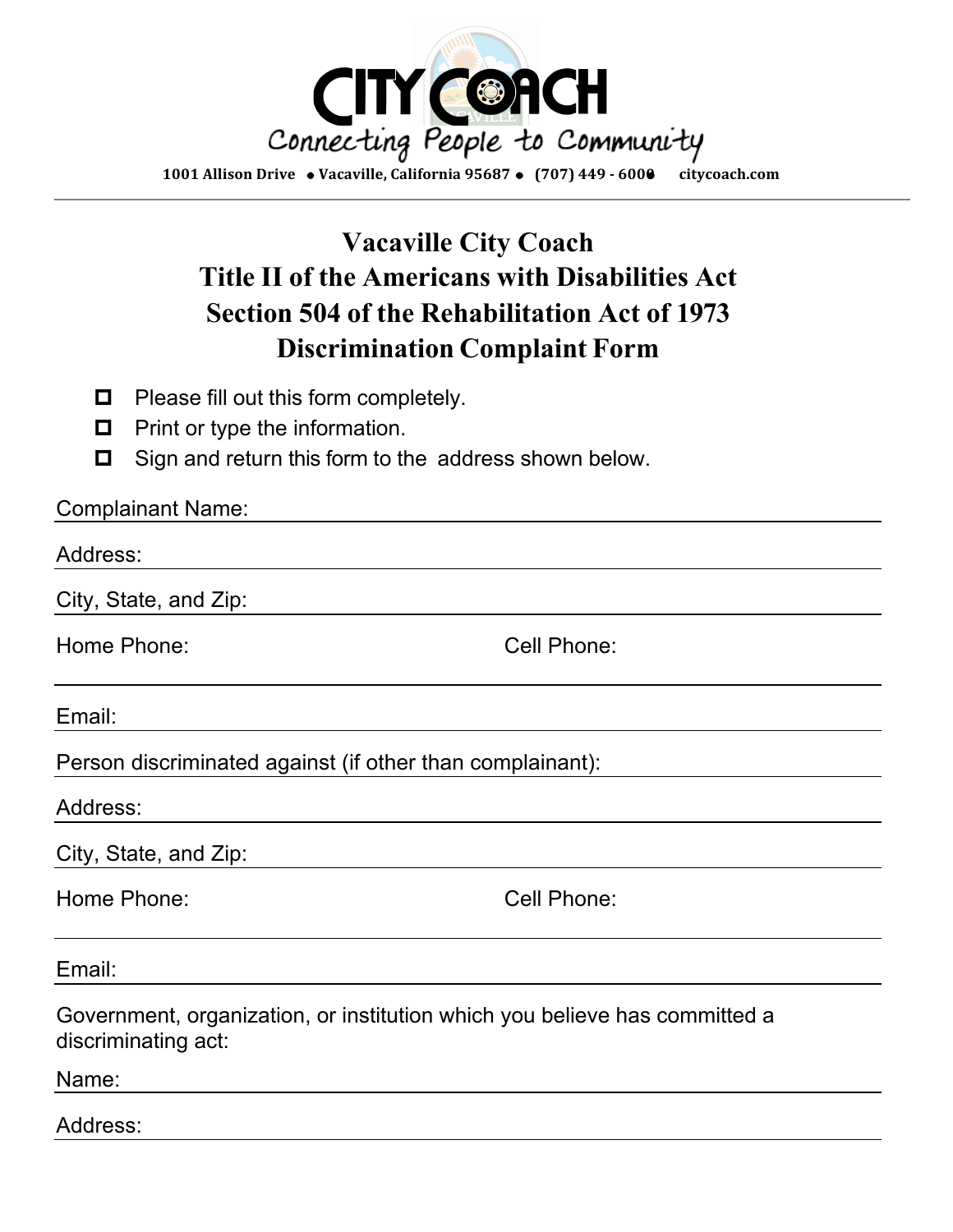# CITY COACH

Connecting People to Community

1001 Allison Drive • Vacaville, California 95687 • (707) 449 - 6000 • citycoach.com

## Vacaville City Coach
## Title II of the Americans with Disabilities Act
## Section 504 of the Rehabilitation Act of 1973
## Discrimination Complaint Form

- ☐ Please fill out this form completely.
- ☐ Print or type the information.
- ☐ Sign and return this form to the address shown below.

Complainant Name: \_\_\_\_\_\_\_\_\_\_\_\_\_\_\_\_\_\_\_\_\_\_\_\_\_\_\_\_\_\_\_\_\_\_\_\_\_\_\_\_

Address: \_\_\_\_\_\_\_\_\_\_\_\_\_\_\_\_\_\_\_\_\_\_\_\_\_\_\_\_\_\_\_\_\_\_\_\_\_\_\_\_

City, State, and Zip: \_\_\_\_\_\_\_\_\_\_\_\_\_\_\_\_\_\_\_\_\_\_\_\_\_\_\_\_\_\_\_\_\_\_\_\_\_\_\_\_

Home Phone: \_\_\_\_\_\_\_\_\_\_\_\_\_\_\_\_\_\_\_\_ Cell Phone: \_\_\_\_\_\_\_\_\_\_\_\_\_\_\_\_\_\_\_\_

Email: \_\_\_\_\_\_\_\_\_\_\_\_\_\_\_\_\_\_\_\_\_\_\_\_\_\_\_\_\_\_\_\_\_\_\_\_\_\_\_\_

Person discriminated against (if other than complainant): \_\_\_\_\_\_\_\_\_\_\_\_\_\_\_\_\_\_\_\_

Address: \_\_\_\_\_\_\_\_\_\_\_\_\_\_\_\_\_\_\_\_\_\_\_\_\_\_\_\_\_\_\_\_\_\_\_\_\_\_\_\_

City, State, and Zip: \_\_\_\_\_\_\_\_\_\_\_\_\_\_\_\_\_\_\_\_\_\_\_\_\_\_\_\_\_\_\_\_\_\_\_\_\_\_\_\_

Home Phone: \_\_\_\_\_\_\_\_\_\_\_\_\_\_\_\_\_\_\_\_ Cell Phone: \_\_\_\_\_\_\_\_\_\_\_\_\_\_\_\_\_\_\_\_

Email: \_\_\_\_\_\_\_\_\_\_\_\_\_\_\_\_\_\_\_\_\_\_\_\_\_\_\_\_\_\_\_\_\_\_\_\_\_\_\_\_

Government, organization, or institution which you believe has committed a discriminating act:

Name: \_\_\_\_\_\_\_\_\_\_\_\_\_\_\_\_\_\_\_\_\_\_\_\_\_\_\_\_\_\_\_\_\_\_\_\_\_\_\_\_

Address: \_\_\_\_\_\_\_\_\_\_\_\_\_\_\_\_\_\_\_\_\_\_\_\_\_\_\_\_\_\_\_\_\_\_\_\_\_\_\_\_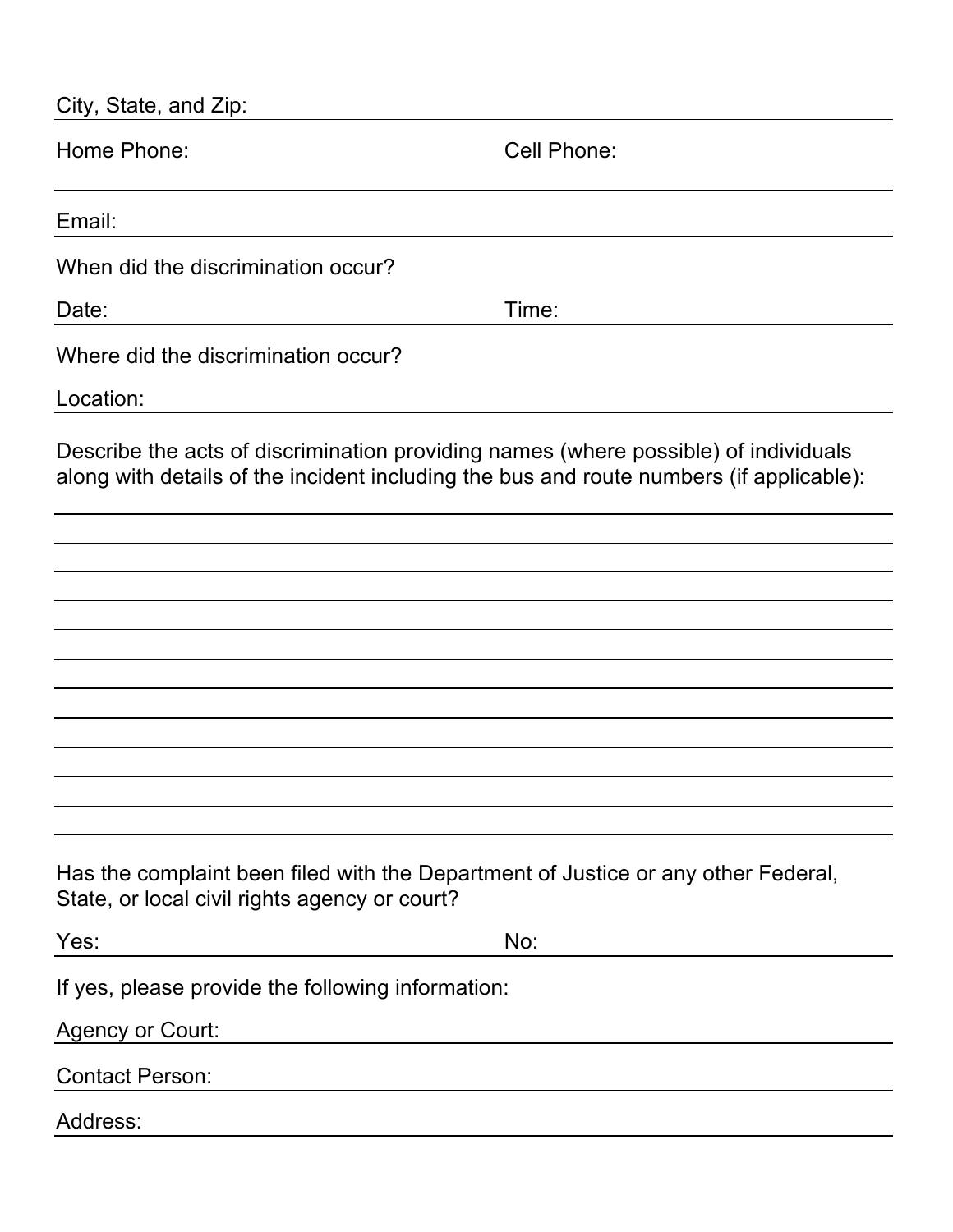City, State, and Zip: ______________________________

Home Phone: ______________________ Cell Phone: ______________________

Email: ______________________________

When did the discrimination occur?

Date: ______________________ Time: ______________________

Where did the discrimination occur?

Location: ______________________________

Describe the acts of discrimination providing names (where possible) of individuals along with details of the incident including the bus and route numbers (if applicable):

______________________________

______________________________

______________________________

______________________________

______________________________

______________________________

______________________________

______________________________

______________________________

______________________________

______________________________

Has the complaint been filed with the Department of Justice or any other Federal, State, or local civil rights agency or court?

Yes: ______________________ No: ______________________

If yes, please provide the following information:

Agency or Court: ______________________________

Contact Person: ______________________________

Address: ______________________________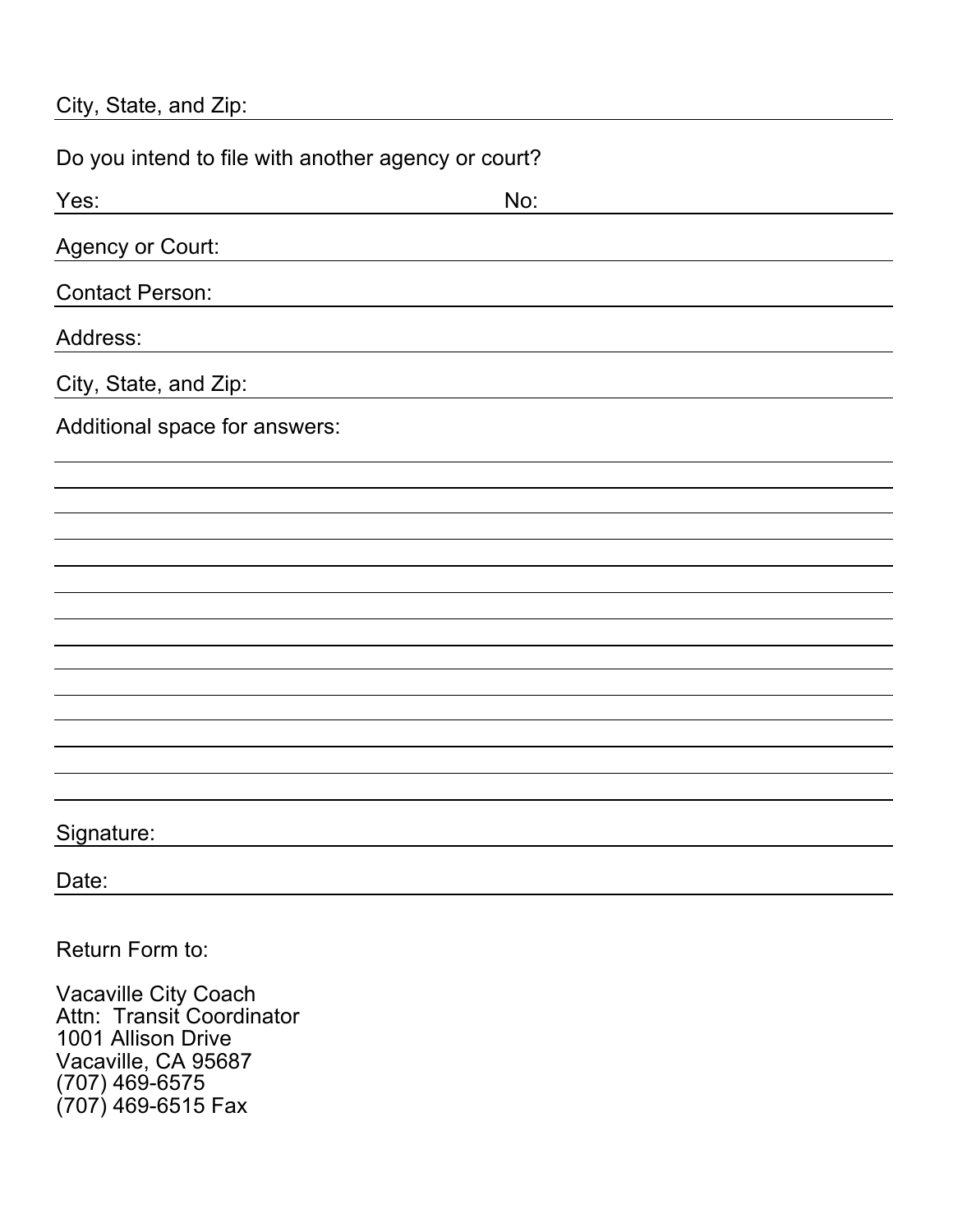City, State, and Zip: ______________________________

Do you intend to file with another agency or court?

Yes: ____________________ No: ____________________

Agency or Court: ______________________________

Contact Person: ______________________________

Address: ______________________________

City, State, and Zip: ______________________________

Additional space for answers:

______________________________

______________________________

______________________________

______________________________

______________________________

______________________________

______________________________

______________________________

______________________________

______________________________

______________________________

______________________________

______________________________

Signature: ______________________________

Date: ______________________________

Return Form to:

Vacaville City Coach
Attn: Transit Coordinator
1001 Allison Drive
Vacaville, CA 95687
(707) 469-6575
(707) 469-6515 Fax